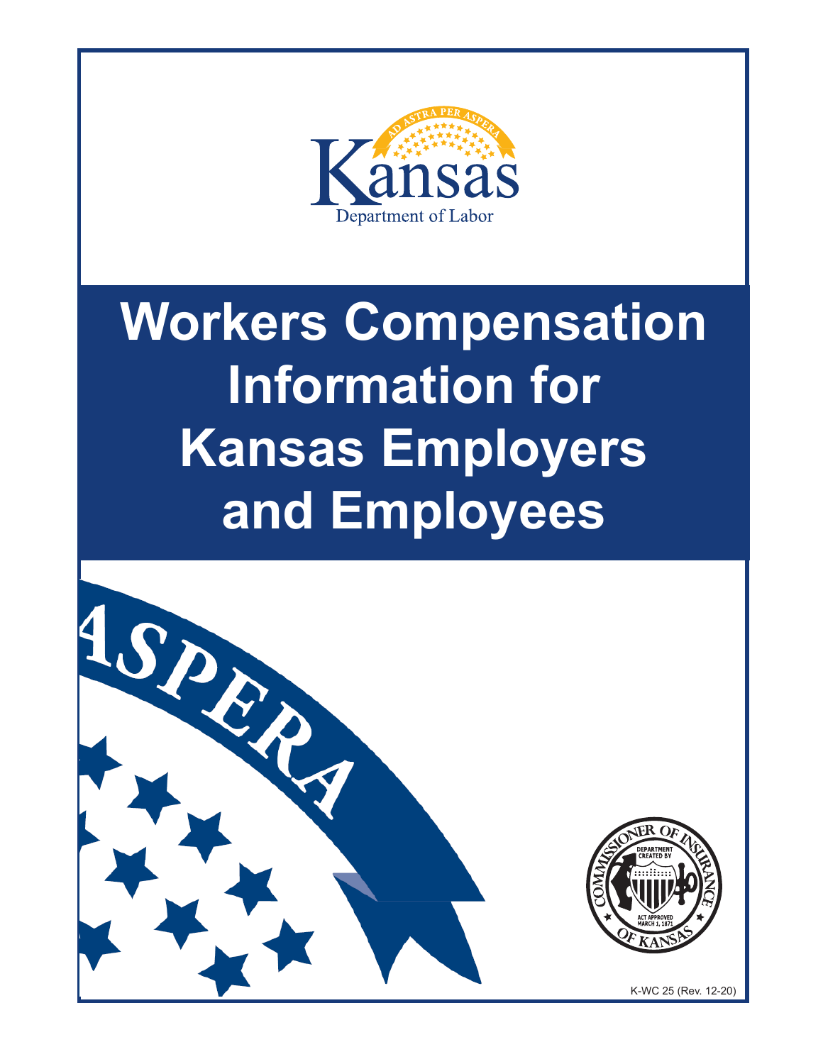Kansas

Department of Labor

# Workers Compensation Information for Kansas Employers and Employees

K-WC 25 (Rev. 12-20)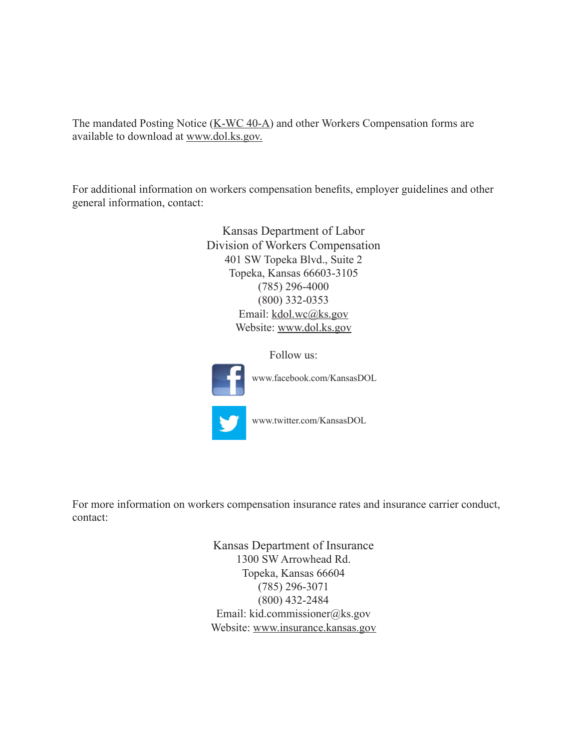The mandated Posting Notice (K-WC 40-A) and other Workers Compensation forms are available to download at www.dol.ks.gov.

For additional information on workers compensation benefits, employer guidelines and other general information, contact:

Kansas Department of Labor
Division of Workers Compensation
401 SW Topeka Blvd., Suite 2
Topeka, Kansas 66603-3105
(785) 296-4000
(800) 332-0353
Email: kdol.wc@ks.gov
Website: www.dol.ks.gov

Follow us:

www.facebook.com/KansasDOL

www.twitter.com/KansasDOL

For more information on workers compensation insurance rates and insurance carrier conduct, contact:

Kansas Department of Insurance
1300 SW Arrowhead Rd.
Topeka, Kansas 66604
(785) 296-3071
(800) 432-2484
Email: kid.commissioner@ks.gov
Website: www.insurance.kansas.gov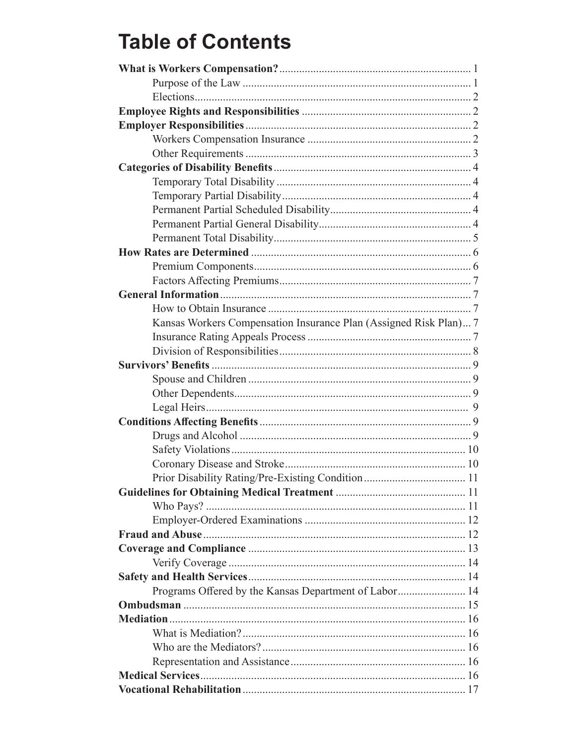# Table of Contents

| | |
|---|---|
| **What is Workers Compensation?** | 1 |
| Purpose of the Law | 1 |
| Elections | 2 |
| **Employee Rights and Responsibilities** | 2 |
| **Employer Responsibilities** | 2 |
| Workers Compensation Insurance | 2 |
| Other Requirements | 3 |
| **Categories of Disability Benefits** | 4 |
| Temporary Total Disability | 4 |
| Temporary Partial Disability | 4 |
| Permanent Partial Scheduled Disability | 4 |
| Permanent Partial General Disability | 4 |
| Permanent Total Disability | 5 |
| **How Rates are Determined** | 6 |
| Premium Components | 6 |
| Factors Affecting Premiums | 7 |
| **General Information** | 7 |
| How to Obtain Insurance | 7 |
| Kansas Workers Compensation Insurance Plan (Assigned Risk Plan) | 7 |
| Insurance Rating Appeals Process | 7 |
| Division of Responsibilities | 8 |
| **Survivors' Benefits** | 9 |
| Spouse and Children | 9 |
| Other Dependents | 9 |
| Legal Heirs | 9 |
| **Conditions Affecting Benefits** | 9 |
| Drugs and Alcohol | 9 |
| Safety Violations | 10 |
| Coronary Disease and Stroke | 10 |
| Prior Disability Rating/Pre-Existing Condition | 11 |
| **Guidelines for Obtaining Medical Treatment** | 11 |
| Who Pays? | 11 |
| Employer-Ordered Examinations | 12 |
| **Fraud and Abuse** | 12 |
| **Coverage and Compliance** | 13 |
| Verify Coverage | 14 |
| **Safety and Health Services** | 14 |
| Programs Offered by the Kansas Department of Labor | 14 |
| **Ombudsman** | 15 |
| **Mediation** | 16 |
| What is Mediation? | 16 |
| Who are the Mediators? | 16 |
| Representation and Assistance | 16 |
| **Medical Services** | 16 |
| **Vocational Rehabilitation** | 17 |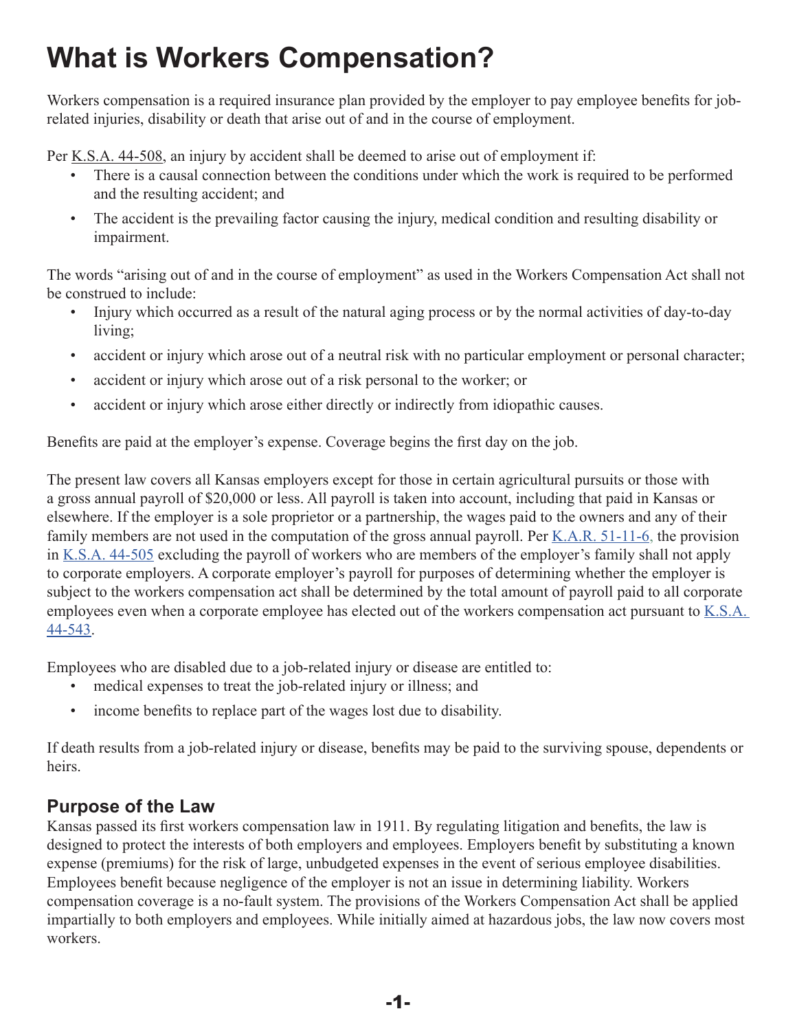# What is Workers Compensation?

Workers compensation is a required insurance plan provided by the employer to pay employee benefits for job-related injuries, disability or death that arise out of and in the course of employment.

Per K.S.A. 44-508, an injury by accident shall be deemed to arise out of employment if:

- There is a causal connection between the conditions under which the work is required to be performed and the resulting accident; and
- The accident is the prevailing factor causing the injury, medical condition and resulting disability or impairment.

The words "arising out of and in the course of employment" as used in the Workers Compensation Act shall not be construed to include:

- Injury which occurred as a result of the natural aging process or by the normal activities of day-to-day living;
- accident or injury which arose out of a neutral risk with no particular employment or personal character;
- accident or injury which arose out of a risk personal to the worker; or
- accident or injury which arose either directly or indirectly from idiopathic causes.

Benefits are paid at the employer's expense. Coverage begins the first day on the job.

The present law covers all Kansas employers except for those in certain agricultural pursuits or those with a gross annual payroll of $20,000 or less. All payroll is taken into account, including that paid in Kansas or elsewhere. If the employer is a sole proprietor or a partnership, the wages paid to the owners and any of their family members are not used in the computation of the gross annual payroll. Per K.A.R. 51-11-6, the provision in K.S.A. 44-505 excluding the payroll of workers who are members of the employer's family shall not apply to corporate employers. A corporate employer's payroll for purposes of determining whether the employer is subject to the workers compensation act shall be determined by the total amount of payroll paid to all corporate employees even when a corporate employee has elected out of the workers compensation act pursuant to K.S.A. 44-543.

Employees who are disabled due to a job-related injury or disease are entitled to:

- medical expenses to treat the job-related injury or illness; and
- income benefits to replace part of the wages lost due to disability.

If death results from a job-related injury or disease, benefits may be paid to the surviving spouse, dependents or heirs.

## Purpose of the Law

Kansas passed its first workers compensation law in 1911. By regulating litigation and benefits, the law is designed to protect the interests of both employers and employees. Employers benefit by substituting a known expense (premiums) for the risk of large, unbudgeted expenses in the event of serious employee disabilities. Employees benefit because negligence of the employer is not an issue in determining liability. Workers compensation coverage is a no-fault system. The provisions of the Workers Compensation Act shall be applied impartially to both employers and employees. While initially aimed at hazardous jobs, the law now covers most workers.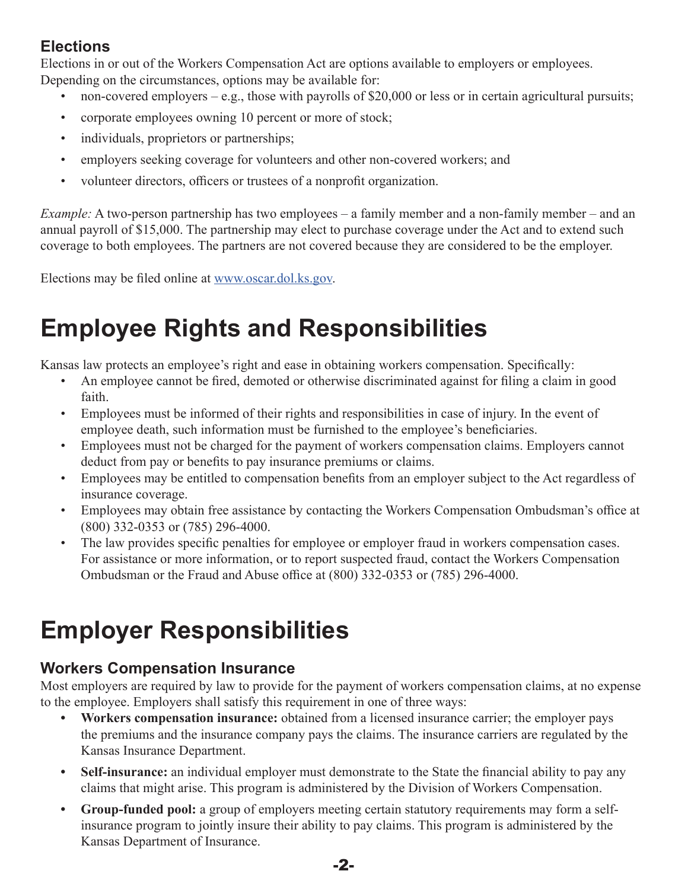### Elections

Elections in or out of the Workers Compensation Act are options available to employers or employees. Depending on the circumstances, options may be available for:

- non-covered employers – e.g., those with payrolls of $20,000 or less or in certain agricultural pursuits;
- corporate employees owning 10 percent or more of stock;
- individuals, proprietors or partnerships;
- employers seeking coverage for volunteers and other non-covered workers; and
- volunteer directors, officers or trustees of a nonprofit organization.

*Example:* A two-person partnership has two employees – a family member and a non-family member – and an annual payroll of $15,000. The partnership may elect to purchase coverage under the Act and to extend such coverage to both employees. The partners are not covered because they are considered to be the employer.

Elections may be filed online at www.oscar.dol.ks.gov.

# Employee Rights and Responsibilities

Kansas law protects an employee's right and ease in obtaining workers compensation. Specifically:

- An employee cannot be fired, demoted or otherwise discriminated against for filing a claim in good faith.
- Employees must be informed of their rights and responsibilities in case of injury. In the event of employee death, such information must be furnished to the employee's beneficiaries.
- Employees must not be charged for the payment of workers compensation claims. Employers cannot deduct from pay or benefits to pay insurance premiums or claims.
- Employees may be entitled to compensation benefits from an employer subject to the Act regardless of insurance coverage.
- Employees may obtain free assistance by contacting the Workers Compensation Ombudsman's office at (800) 332-0353 or (785) 296-4000.
- The law provides specific penalties for employee or employer fraud in workers compensation cases. For assistance or more information, or to report suspected fraud, contact the Workers Compensation Ombudsman or the Fraud and Abuse office at (800) 332-0353 or (785) 296-4000.

# Employer Responsibilities

### Workers Compensation Insurance

Most employers are required by law to provide for the payment of workers compensation claims, at no expense to the employee. Employers shall satisfy this requirement in one of three ways:

- **Workers compensation insurance:** obtained from a licensed insurance carrier; the employer pays the premiums and the insurance company pays the claims. The insurance carriers are regulated by the Kansas Insurance Department.
- **Self-insurance:** an individual employer must demonstrate to the State the financial ability to pay any claims that might arise. This program is administered by the Division of Workers Compensation.
- **Group-funded pool:** a group of employers meeting certain statutory requirements may form a self-insurance program to jointly insure their ability to pay claims. This program is administered by the Kansas Department of Insurance.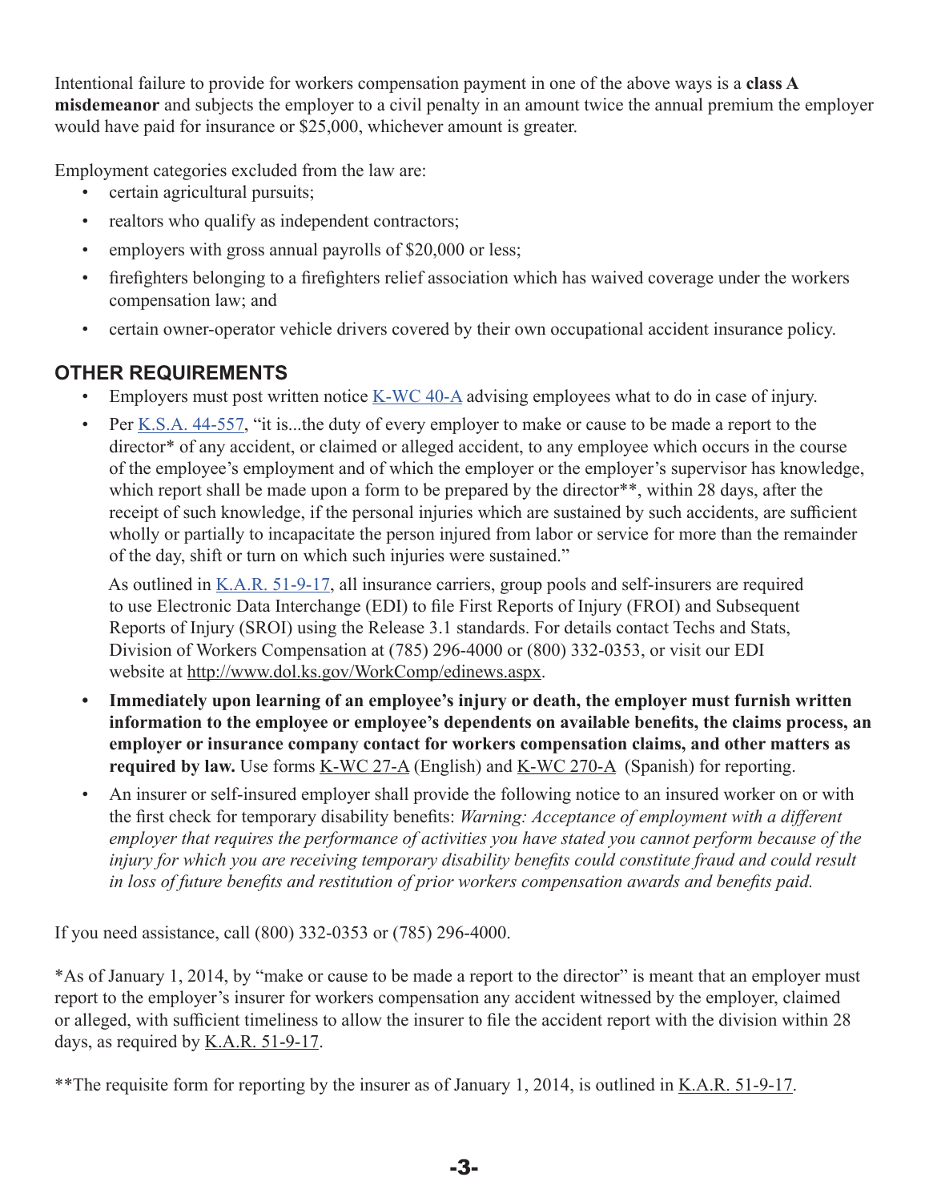Intentional failure to provide for workers compensation payment in one of the above ways is a **class A misdemeanor** and subjects the employer to a civil penalty in an amount twice the annual premium the employer would have paid for insurance or $25,000, whichever amount is greater.

Employment categories excluded from the law are:

- certain agricultural pursuits;
- realtors who qualify as independent contractors;
- employers with gross annual payrolls of $20,000 or less;
- firefighters belonging to a firefighters relief association which has waived coverage under the workers compensation law; and
- certain owner-operator vehicle drivers covered by their own occupational accident insurance policy.

## OTHER REQUIREMENTS

- Employers must post written notice K-WC 40-A advising employees what to do in case of injury.
- Per K.S.A. 44-557, "it is...the duty of every employer to make or cause to be made a report to the director* of any accident, or claimed or alleged accident, to any employee which occurs in the course of the employee's employment and of which the employer or the employer's supervisor has knowledge, which report shall be made upon a form to be prepared by the director**, within 28 days, after the receipt of such knowledge, if the personal injuries which are sustained by such accidents, are sufficient wholly or partially to incapacitate the person injured from labor or service for more than the remainder of the day, shift or turn on which such injuries were sustained."

  As outlined in K.A.R. 51-9-17, all insurance carriers, group pools and self-insurers are required to use Electronic Data Interchange (EDI) to file First Reports of Injury (FROI) and Subsequent Reports of Injury (SROI) using the Release 3.1 standards. For details contact Techs and Stats, Division of Workers Compensation at (785) 296-4000 or (800) 332-0353, or visit our EDI website at http://www.dol.ks.gov/WorkComp/edinews.aspx.
- **Immediately upon learning of an employee's injury or death, the employer must furnish written information to the employee or employee's dependents on available benefits, the claims process, an employer or insurance company contact for workers compensation claims, and other matters as required by law.** Use forms K-WC 27-A (English) and K-WC 270-A (Spanish) for reporting.
- An insurer or self-insured employer shall provide the following notice to an insured worker on or with the first check for temporary disability benefits: *Warning: Acceptance of employment with a different employer that requires the performance of activities you have stated you cannot perform because of the injury for which you are receiving temporary disability benefits could constitute fraud and could result in loss of future benefits and restitution of prior workers compensation awards and benefits paid.*

If you need assistance, call (800) 332-0353 or (785) 296-4000.

*As of January 1, 2014, by "make or cause to be made a report to the director" is meant that an employer must report to the employer's insurer for workers compensation any accident witnessed by the employer, claimed or alleged, with sufficient timeliness to allow the insurer to file the accident report with the division within 28 days, as required by K.A.R. 51-9-17.

**The requisite form for reporting by the insurer as of January 1, 2014, is outlined in K.A.R. 51-9-17.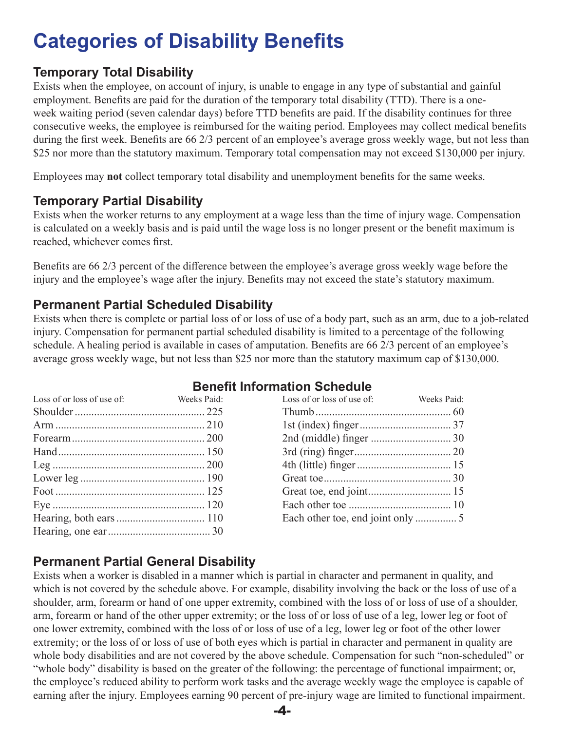# Categories of Disability Benefits

## Temporary Total Disability

Exists when the employee, on account of injury, is unable to engage in any type of substantial and gainful employment. Benefits are paid for the duration of the temporary total disability (TTD). There is a one-week waiting period (seven calendar days) before TTD benefits are paid. If the disability continues for three consecutive weeks, the employee is reimbursed for the waiting period. Employees may collect medical benefits during the first week. Benefits are 66 2/3 percent of an employee's average gross weekly wage, but not less than \$25 nor more than the statutory maximum. Temporary total compensation may not exceed \$130,000 per injury.

Employees may **not** collect temporary total disability and unemployment benefits for the same weeks.

## Temporary Partial Disability

Exists when the worker returns to any employment at a wage less than the time of injury wage. Compensation is calculated on a weekly basis and is paid until the wage loss is no longer present or the benefit maximum is reached, whichever comes first.

Benefits are 66 2/3 percent of the difference between the employee's average gross weekly wage before the injury and the employee's wage after the injury. Benefits may not exceed the state's statutory maximum.

## Permanent Partial Scheduled Disability

Exists when there is complete or partial loss of or loss of use of a body part, such as an arm, due to a job-related injury. Compensation for permanent partial scheduled disability is limited to a percentage of the following schedule. A healing period is available in cases of amputation. Benefits are 66 2/3 percent of an employee's average gross weekly wage, but not less than \$25 nor more than the statutory maximum cap of \$130,000.

### Benefit Information Schedule

| Loss of or loss of use of: | Weeks Paid: |
|---|---|
| Shoulder | 225 |
| Arm | 210 |
| Forearm | 200 |
| Hand | 150 |
| Leg | 200 |
| Lower leg | 190 |
| Foot | 125 |
| Eye | 120 |
| Hearing, both ears | 110 |
| Hearing, one ear | 30 |
| Thumb | 60 |
| 1st (index) finger | 37 |
| 2nd (middle) finger | 30 |
| 3rd (ring) finger | 20 |
| 4th (little) finger | 15 |
| Great toe | 30 |
| Great toe, end joint | 15 |
| Each other toe | 10 |
| Each other toe, end joint only | 5 |

## Permanent Partial General Disability

Exists when a worker is disabled in a manner which is partial in character and permanent in quality, and which is not covered by the schedule above. For example, disability involving the back or the loss of use of a shoulder, arm, forearm or hand of one upper extremity, combined with the loss of or loss of use of a shoulder, arm, forearm or hand of the other upper extremity; or the loss of or loss of use of a leg, lower leg or foot of one lower extremity, combined with the loss of or loss of use of a leg, lower leg or foot of the other lower extremity; or the loss of or loss of use of both eyes which is partial in character and permanent in quality are whole body disabilities and are not covered by the above schedule. Compensation for such "non-scheduled" or "whole body" disability is based on the greater of the following: the percentage of functional impairment; or, the employee's reduced ability to perform work tasks and the average weekly wage the employee is capable of earning after the injury. Employees earning 90 percent of pre-injury wage are limited to functional impairment.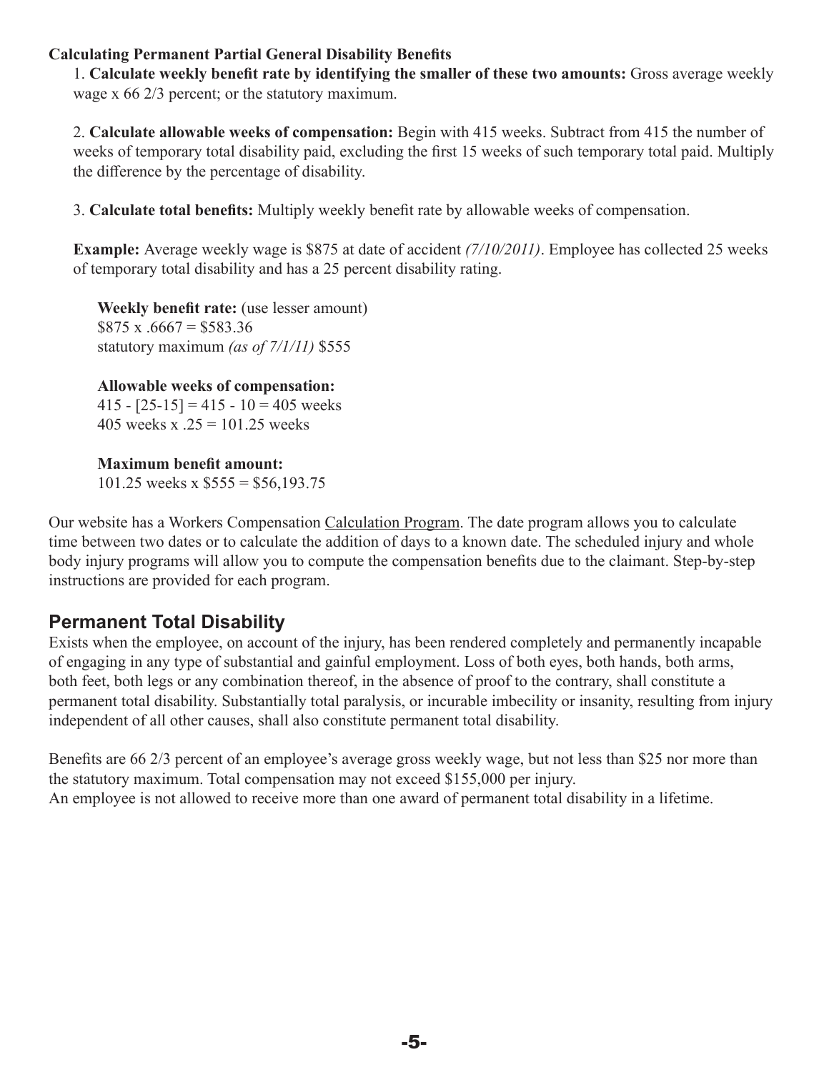**Calculating Permanent Partial General Disability Benefits**

1. **Calculate weekly benefit rate by identifying the smaller of these two amounts:** Gross average weekly wage x 66 2/3 percent; or the statutory maximum.

2. **Calculate allowable weeks of compensation:** Begin with 415 weeks. Subtract from 415 the number of weeks of temporary total disability paid, excluding the first 15 weeks of such temporary total paid. Multiply the difference by the percentage of disability.

3. **Calculate total benefits:** Multiply weekly benefit rate by allowable weeks of compensation.

**Example:** Average weekly wage is $875 at date of accident *(7/10/2011)*. Employee has collected 25 weeks of temporary total disability and has a 25 percent disability rating.

**Weekly benefit rate:** (use lesser amount)
$875 x .6667 = $583.36
statutory maximum *(as of 7/1/11)* $555

**Allowable weeks of compensation:**
415 - [25-15] = 415 - 10 = 405 weeks
405 weeks x .25 = 101.25 weeks

**Maximum benefit amount:**
101.25 weeks x $555 = $56,193.75

Our website has a Workers Compensation Calculation Program. The date program allows you to calculate time between two dates or to calculate the addition of days to a known date. The scheduled injury and whole body injury programs will allow you to compute the compensation benefits due to the claimant. Step-by-step instructions are provided for each program.

## Permanent Total Disability

Exists when the employee, on account of the injury, has been rendered completely and permanently incapable of engaging in any type of substantial and gainful employment. Loss of both eyes, both hands, both arms, both feet, both legs or any combination thereof, in the absence of proof to the contrary, shall constitute a permanent total disability. Substantially total paralysis, or incurable imbecility or insanity, resulting from injury independent of all other causes, shall also constitute permanent total disability.

Benefits are 66 2/3 percent of an employee's average gross weekly wage, but not less than $25 nor more than the statutory maximum. Total compensation may not exceed $155,000 per injury.
An employee is not allowed to receive more than one award of permanent total disability in a lifetime.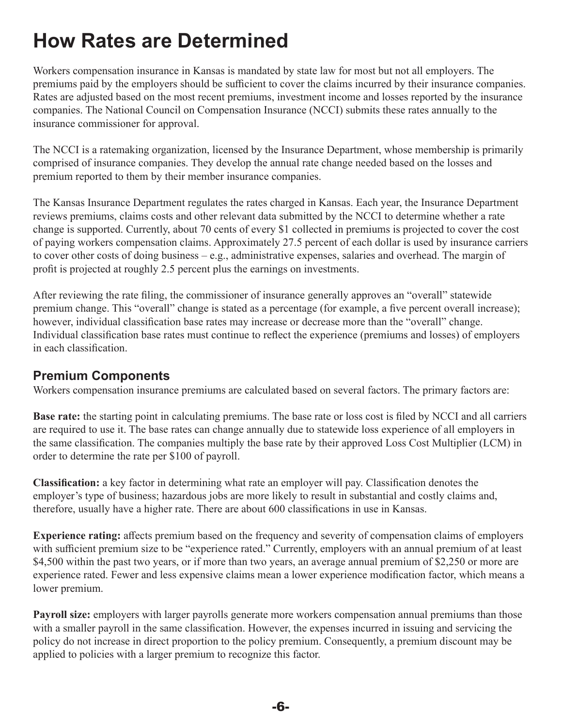# How Rates are Determined

Workers compensation insurance in Kansas is mandated by state law for most but not all employers. The premiums paid by the employers should be sufficient to cover the claims incurred by their insurance companies. Rates are adjusted based on the most recent premiums, investment income and losses reported by the insurance companies. The National Council on Compensation Insurance (NCCI) submits these rates annually to the insurance commissioner for approval.

The NCCI is a ratemaking organization, licensed by the Insurance Department, whose membership is primarily comprised of insurance companies. They develop the annual rate change needed based on the losses and premium reported to them by their member insurance companies.

The Kansas Insurance Department regulates the rates charged in Kansas. Each year, the Insurance Department reviews premiums, claims costs and other relevant data submitted by the NCCI to determine whether a rate change is supported. Currently, about 70 cents of every $1 collected in premiums is projected to cover the cost of paying workers compensation claims. Approximately 27.5 percent of each dollar is used by insurance carriers to cover other costs of doing business – e.g., administrative expenses, salaries and overhead. The margin of profit is projected at roughly 2.5 percent plus the earnings on investments.

After reviewing the rate filing, the commissioner of insurance generally approves an "overall" statewide premium change. This "overall" change is stated as a percentage (for example, a five percent overall increase); however, individual classification base rates may increase or decrease more than the "overall" change. Individual classification base rates must continue to reflect the experience (premiums and losses) of employers in each classification.

## Premium Components

Workers compensation insurance premiums are calculated based on several factors. The primary factors are:

**Base rate:** the starting point in calculating premiums. The base rate or loss cost is filed by NCCI and all carriers are required to use it. The base rates can change annually due to statewide loss experience of all employers in the same classification. The companies multiply the base rate by their approved Loss Cost Multiplier (LCM) in order to determine the rate per $100 of payroll.

**Classification:** a key factor in determining what rate an employer will pay. Classification denotes the employer's type of business; hazardous jobs are more likely to result in substantial and costly claims and, therefore, usually have a higher rate. There are about 600 classifications in use in Kansas.

**Experience rating:** affects premium based on the frequency and severity of compensation claims of employers with sufficient premium size to be "experience rated." Currently, employers with an annual premium of at least $4,500 within the past two years, or if more than two years, an average annual premium of $2,250 or more are experience rated. Fewer and less expensive claims mean a lower experience modification factor, which means a lower premium.

**Payroll size:** employers with larger payrolls generate more workers compensation annual premiums than those with a smaller payroll in the same classification. However, the expenses incurred in issuing and servicing the policy do not increase in direct proportion to the policy premium. Consequently, a premium discount may be applied to policies with a larger premium to recognize this factor.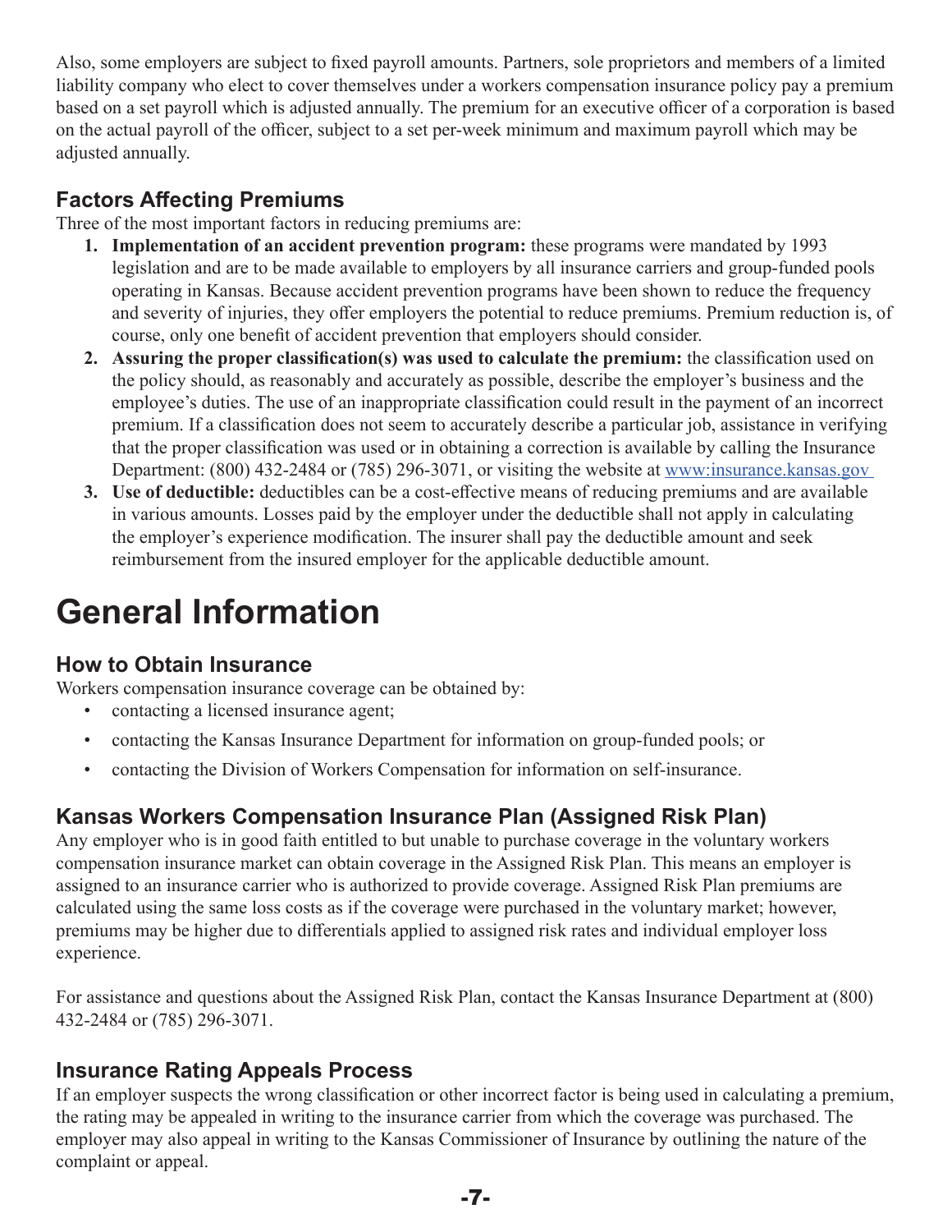Also, some employers are subject to fixed payroll amounts. Partners, sole proprietors and members of a limited liability company who elect to cover themselves under a workers compensation insurance policy pay a premium based on a set payroll which is adjusted annually. The premium for an executive officer of a corporation is based on the actual payroll of the officer, subject to a set per-week minimum and maximum payroll which may be adjusted annually.

### Factors Affecting Premiums

Three of the most important factors in reducing premiums are:

1. **Implementation of an accident prevention program:** these programs were mandated by 1993 legislation and are to be made available to employers by all insurance carriers and group-funded pools operating in Kansas. Because accident prevention programs have been shown to reduce the frequency and severity of injuries, they offer employers the potential to reduce premiums. Premium reduction is, of course, only one benefit of accident prevention that employers should consider.
2. **Assuring the proper classification(s) was used to calculate the premium:** the classification used on the policy should, as reasonably and accurately as possible, describe the employer's business and the employee's duties. The use of an inappropriate classification could result in the payment of an incorrect premium. If a classification does not seem to accurately describe a particular job, assistance in verifying that the proper classification was used or in obtaining a correction is available by calling the Insurance Department: (800) 432-2484 or (785) 296-3071, or visiting the website at www:insurance.kansas.gov
3. **Use of deductible:** deductibles can be a cost-effective means of reducing premiums and are available in various amounts. Losses paid by the employer under the deductible shall not apply in calculating the employer's experience modification. The insurer shall pay the deductible amount and seek reimbursement from the insured employer for the applicable deductible amount.

# General Information

### How to Obtain Insurance

Workers compensation insurance coverage can be obtained by:

- contacting a licensed insurance agent;
- contacting the Kansas Insurance Department for information on group-funded pools; or
- contacting the Division of Workers Compensation for information on self-insurance.

### Kansas Workers Compensation Insurance Plan (Assigned Risk Plan)

Any employer who is in good faith entitled to but unable to purchase coverage in the voluntary workers compensation insurance market can obtain coverage in the Assigned Risk Plan. This means an employer is assigned to an insurance carrier who is authorized to provide coverage. Assigned Risk Plan premiums are calculated using the same loss costs as if the coverage were purchased in the voluntary market; however, premiums may be higher due to differentials applied to assigned risk rates and individual employer loss experience.

For assistance and questions about the Assigned Risk Plan, contact the Kansas Insurance Department at (800) 432-2484 or (785) 296-3071.

### Insurance Rating Appeals Process

If an employer suspects the wrong classification or other incorrect factor is being used in calculating a premium, the rating may be appealed in writing to the insurance carrier from which the coverage was purchased. The employer may also appeal in writing to the Kansas Commissioner of Insurance by outlining the nature of the complaint or appeal.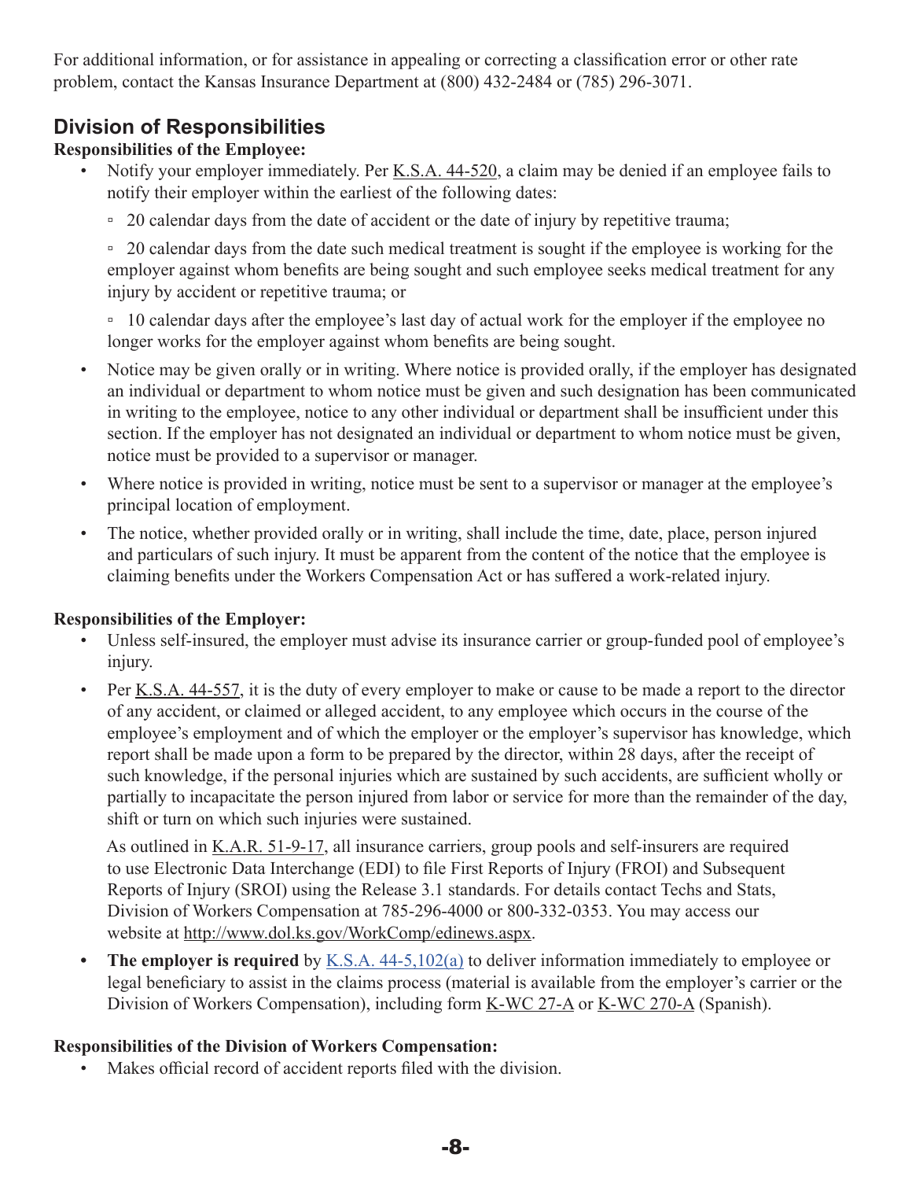For additional information, or for assistance in appealing or correcting a classification error or other rate problem, contact the Kansas Insurance Department at (800) 432-2484 or (785) 296-3071.

## Division of Responsibilities

**Responsibilities of the Employee:**

- Notify your employer immediately. Per K.S.A. 44-520, a claim may be denied if an employee fails to notify their employer within the earliest of the following dates:
  - 20 calendar days from the date of accident or the date of injury by repetitive trauma;
  - 20 calendar days from the date such medical treatment is sought if the employee is working for the employer against whom benefits are being sought and such employee seeks medical treatment for any injury by accident or repetitive trauma; or
  - 10 calendar days after the employee's last day of actual work for the employer if the employee no longer works for the employer against whom benefits are being sought.
- Notice may be given orally or in writing. Where notice is provided orally, if the employer has designated an individual or department to whom notice must be given and such designation has been communicated in writing to the employee, notice to any other individual or department shall be insufficient under this section. If the employer has not designated an individual or department to whom notice must be given, notice must be provided to a supervisor or manager.
- Where notice is provided in writing, notice must be sent to a supervisor or manager at the employee's principal location of employment.
- The notice, whether provided orally or in writing, shall include the time, date, place, person injured and particulars of such injury. It must be apparent from the content of the notice that the employee is claiming benefits under the Workers Compensation Act or has suffered a work-related injury.

**Responsibilities of the Employer:**

- Unless self-insured, the employer must advise its insurance carrier or group-funded pool of employee's injury.
- Per K.S.A. 44-557, it is the duty of every employer to make or cause to be made a report to the director of any accident, or claimed or alleged accident, to any employee which occurs in the course of the employee's employment and of which the employer or the employer's supervisor has knowledge, which report shall be made upon a form to be prepared by the director, within 28 days, after the receipt of such knowledge, if the personal injuries which are sustained by such accidents, are sufficient wholly or partially to incapacitate the person injured from labor or service for more than the remainder of the day, shift or turn on which such injuries were sustained.

  As outlined in K.A.R. 51-9-17, all insurance carriers, group pools and self-insurers are required to use Electronic Data Interchange (EDI) to file First Reports of Injury (FROI) and Subsequent Reports of Injury (SROI) using the Release 3.1 standards. For details contact Techs and Stats, Division of Workers Compensation at 785-296-4000 or 800-332-0353. You may access our website at http://www.dol.ks.gov/WorkComp/edinews.aspx.
- **The employer is required** by K.S.A. 44-5,102(a) to deliver information immediately to employee or legal beneficiary to assist in the claims process (material is available from the employer's carrier or the Division of Workers Compensation), including form K-WC 27-A or K-WC 270-A (Spanish).

**Responsibilities of the Division of Workers Compensation:**

- Makes official record of accident reports filed with the division.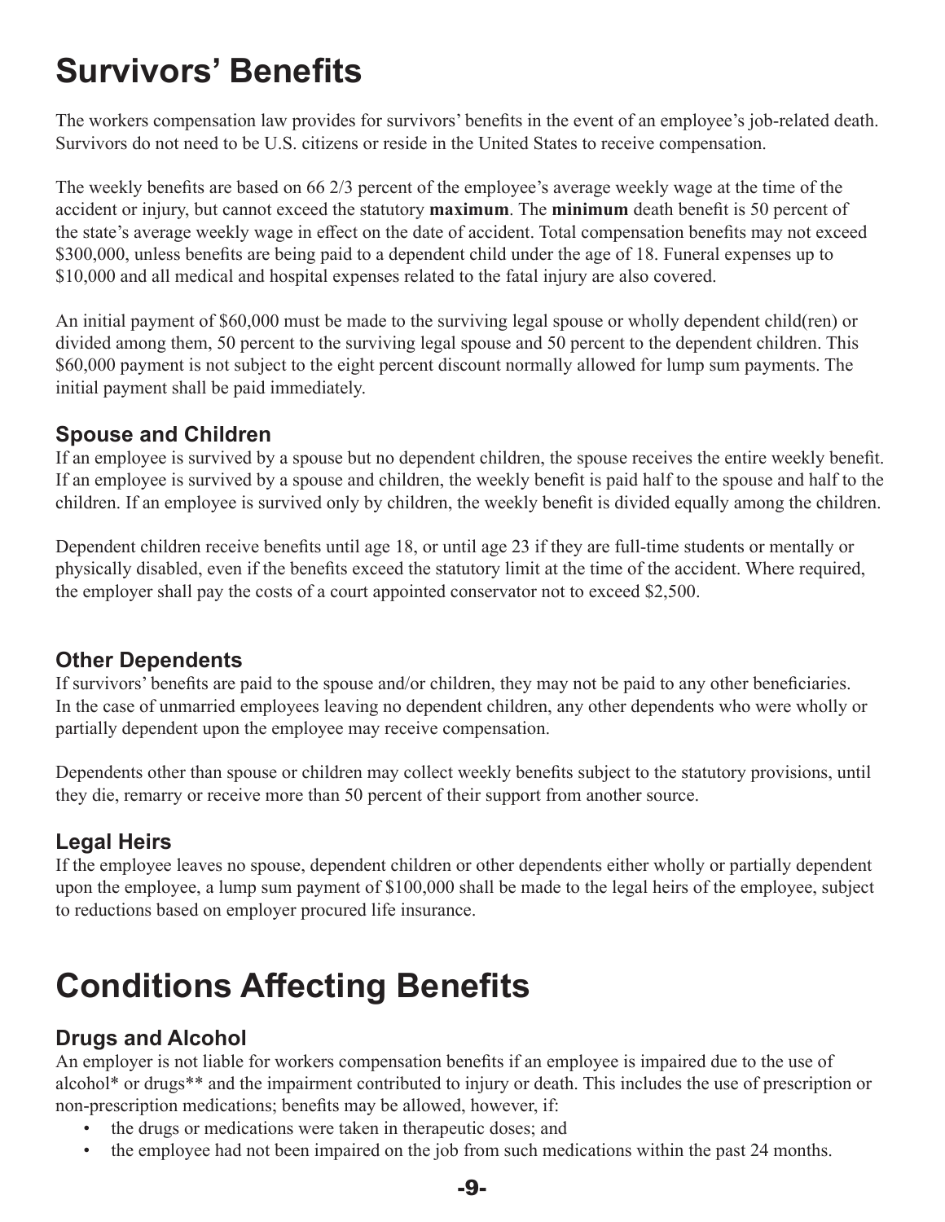# Survivors' Benefits

The workers compensation law provides for survivors' benefits in the event of an employee's job-related death. Survivors do not need to be U.S. citizens or reside in the United States to receive compensation.

The weekly benefits are based on 66 2/3 percent of the employee's average weekly wage at the time of the accident or injury, but cannot exceed the statutory **maximum**. The **minimum** death benefit is 50 percent of the state's average weekly wage in effect on the date of accident. Total compensation benefits may not exceed $300,000, unless benefits are being paid to a dependent child under the age of 18. Funeral expenses up to $10,000 and all medical and hospital expenses related to the fatal injury are also covered.

An initial payment of $60,000 must be made to the surviving legal spouse or wholly dependent child(ren) or divided among them, 50 percent to the surviving legal spouse and 50 percent to the dependent children. This $60,000 payment is not subject to the eight percent discount normally allowed for lump sum payments. The initial payment shall be paid immediately.

## Spouse and Children

If an employee is survived by a spouse but no dependent children, the spouse receives the entire weekly benefit. If an employee is survived by a spouse and children, the weekly benefit is paid half to the spouse and half to the children. If an employee is survived only by children, the weekly benefit is divided equally among the children.

Dependent children receive benefits until age 18, or until age 23 if they are full-time students or mentally or physically disabled, even if the benefits exceed the statutory limit at the time of the accident. Where required, the employer shall pay the costs of a court appointed conservator not to exceed $2,500.

## Other Dependents

If survivors' benefits are paid to the spouse and/or children, they may not be paid to any other beneficiaries. In the case of unmarried employees leaving no dependent children, any other dependents who were wholly or partially dependent upon the employee may receive compensation.

Dependents other than spouse or children may collect weekly benefits subject to the statutory provisions, until they die, remarry or receive more than 50 percent of their support from another source.

## Legal Heirs

If the employee leaves no spouse, dependent children or other dependents either wholly or partially dependent upon the employee, a lump sum payment of $100,000 shall be made to the legal heirs of the employee, subject to reductions based on employer procured life insurance.

# Conditions Affecting Benefits

## Drugs and Alcohol

An employer is not liable for workers compensation benefits if an employee is impaired due to the use of alcohol* or drugs** and the impairment contributed to injury or death. This includes the use of prescription or non-prescription medications; benefits may be allowed, however, if:

- the drugs or medications were taken in therapeutic doses; and
- the employee had not been impaired on the job from such medications within the past 24 months.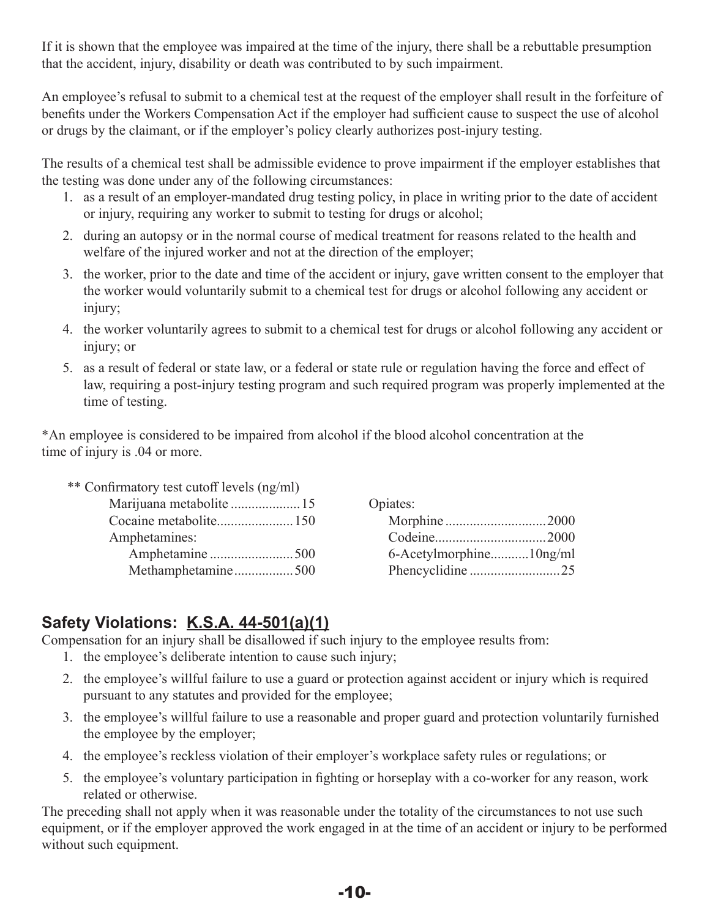If it is shown that the employee was impaired at the time of the injury, there shall be a rebuttable presumption that the accident, injury, disability or death was contributed to by such impairment.

An employee's refusal to submit to a chemical test at the request of the employer shall result in the forfeiture of benefits under the Workers Compensation Act if the employer had sufficient cause to suspect the use of alcohol or drugs by the claimant, or if the employer's policy clearly authorizes post-injury testing.

The results of a chemical test shall be admissible evidence to prove impairment if the employer establishes that the testing was done under any of the following circumstances:

1. as a result of an employer-mandated drug testing policy, in place in writing prior to the date of accident or injury, requiring any worker to submit to testing for drugs or alcohol;
2. during an autopsy or in the normal course of medical treatment for reasons related to the health and welfare of the injured worker and not at the direction of the employer;
3. the worker, prior to the date and time of the accident or injury, gave written consent to the employer that the worker would voluntarily submit to a chemical test for drugs or alcohol following any accident or injury;
4. the worker voluntarily agrees to submit to a chemical test for drugs or alcohol following any accident or injury; or
5. as a result of federal or state law, or a federal or state rule or regulation having the force and effect of law, requiring a post-injury testing program and such required program was properly implemented at the time of testing.

*An employee is considered to be impaired from alcohol if the blood alcohol concentration at the time of injury is .04 or more.

** Confirmatory test cutoff levels (ng/ml)

| | | | |
|---|---|---|---|
| Marijuana metabolite | 15 | Opiates: | |
| Cocaine metabolite | 150 | Morphine | 2000 |
| Amphetamines: | | Codeine | 2000 |
| Amphetamine | 500 | 6-Acetylmorphine | 10ng/ml |
| Methamphetamine | 500 | Phencyclidine | 25 |

## Safety Violations: K.S.A. 44-501(a)(1)

Compensation for an injury shall be disallowed if such injury to the employee results from:

1. the employee's deliberate intention to cause such injury;
2. the employee's willful failure to use a guard or protection against accident or injury which is required pursuant to any statutes and provided for the employee;
3. the employee's willful failure to use a reasonable and proper guard and protection voluntarily furnished the employee by the employer;
4. the employee's reckless violation of their employer's workplace safety rules or regulations; or
5. the employee's voluntary participation in fighting or horseplay with a co-worker for any reason, work related or otherwise.

The preceding shall not apply when it was reasonable under the totality of the circumstances to not use such equipment, or if the employer approved the work engaged in at the time of an accident or injury to be performed without such equipment.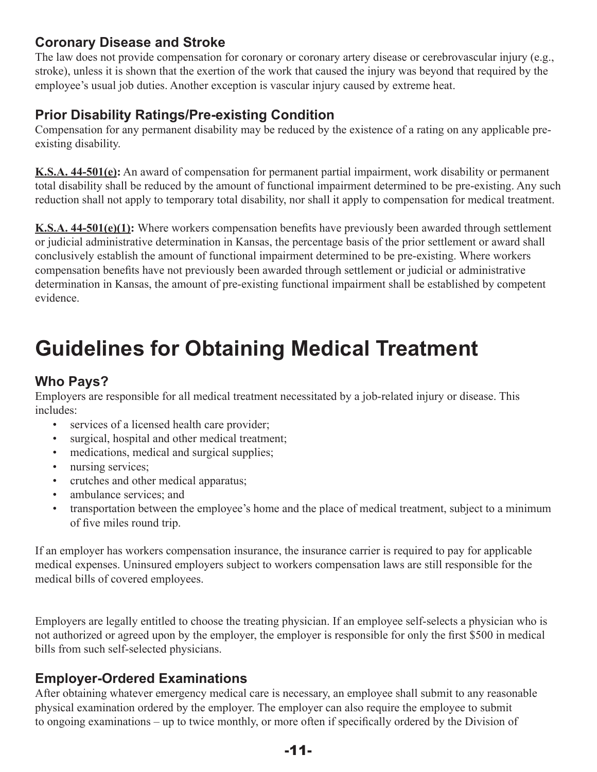### Coronary Disease and Stroke

The law does not provide compensation for coronary or coronary artery disease or cerebrovascular injury (e.g., stroke), unless it is shown that the exertion of the work that caused the injury was beyond that required by the employee's usual job duties. Another exception is vascular injury caused by extreme heat.

### Prior Disability Ratings/Pre-existing Condition

Compensation for any permanent disability may be reduced by the existence of a rating on any applicable pre-existing disability.

**K.S.A. 44-501(e):** An award of compensation for permanent partial impairment, work disability or permanent total disability shall be reduced by the amount of functional impairment determined to be pre-existing. Any such reduction shall not apply to temporary total disability, nor shall it apply to compensation for medical treatment.

**K.S.A. 44-501(e)(1):** Where workers compensation benefits have previously been awarded through settlement or judicial administrative determination in Kansas, the percentage basis of the prior settlement or award shall conclusively establish the amount of functional impairment determined to be pre-existing. Where workers compensation benefits have not previously been awarded through settlement or judicial or administrative determination in Kansas, the amount of pre-existing functional impairment shall be established by competent evidence.

# Guidelines for Obtaining Medical Treatment

### Who Pays?

Employers are responsible for all medical treatment necessitated by a job-related injury or disease. This includes:

- services of a licensed health care provider;
- surgical, hospital and other medical treatment;
- medications, medical and surgical supplies;
- nursing services;
- crutches and other medical apparatus;
- ambulance services; and
- transportation between the employee's home and the place of medical treatment, subject to a minimum of five miles round trip.

If an employer has workers compensation insurance, the insurance carrier is required to pay for applicable medical expenses. Uninsured employers subject to workers compensation laws are still responsible for the medical bills of covered employees.

Employers are legally entitled to choose the treating physician. If an employee self-selects a physician who is not authorized or agreed upon by the employer, the employer is responsible for only the first $500 in medical bills from such self-selected physicians.

### Employer-Ordered Examinations

After obtaining whatever emergency medical care is necessary, an employee shall submit to any reasonable physical examination ordered by the employer. The employer can also require the employee to submit to ongoing examinations – up to twice monthly, or more often if specifically ordered by the Division of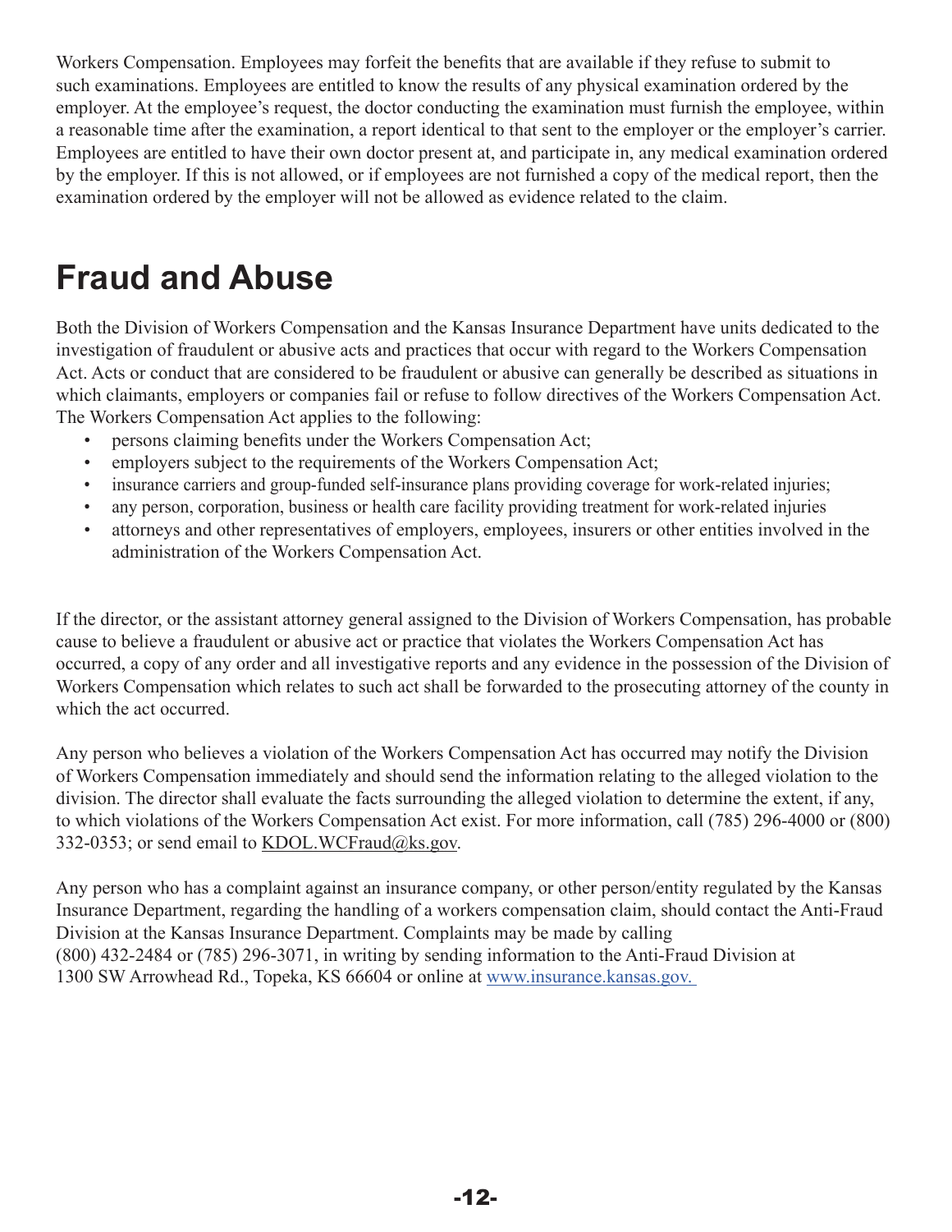Workers Compensation. Employees may forfeit the benefits that are available if they refuse to submit to such examinations. Employees are entitled to know the results of any physical examination ordered by the employer. At the employee's request, the doctor conducting the examination must furnish the employee, within a reasonable time after the examination, a report identical to that sent to the employer or the employer's carrier. Employees are entitled to have their own doctor present at, and participate in, any medical examination ordered by the employer. If this is not allowed, or if employees are not furnished a copy of the medical report, then the examination ordered by the employer will not be allowed as evidence related to the claim.

# Fraud and Abuse

Both the Division of Workers Compensation and the Kansas Insurance Department have units dedicated to the investigation of fraudulent or abusive acts and practices that occur with regard to the Workers Compensation Act. Acts or conduct that are considered to be fraudulent or abusive can generally be described as situations in which claimants, employers or companies fail or refuse to follow directives of the Workers Compensation Act. The Workers Compensation Act applies to the following:

- persons claiming benefits under the Workers Compensation Act;
- employers subject to the requirements of the Workers Compensation Act;
- insurance carriers and group-funded self-insurance plans providing coverage for work-related injuries;
- any person, corporation, business or health care facility providing treatment for work-related injuries
- attorneys and other representatives of employers, employees, insurers or other entities involved in the administration of the Workers Compensation Act.

If the director, or the assistant attorney general assigned to the Division of Workers Compensation, has probable cause to believe a fraudulent or abusive act or practice that violates the Workers Compensation Act has occurred, a copy of any order and all investigative reports and any evidence in the possession of the Division of Workers Compensation which relates to such act shall be forwarded to the prosecuting attorney of the county in which the act occurred.

Any person who believes a violation of the Workers Compensation Act has occurred may notify the Division of Workers Compensation immediately and should send the information relating to the alleged violation to the division. The director shall evaluate the facts surrounding the alleged violation to determine the extent, if any, to which violations of the Workers Compensation Act exist. For more information, call (785) 296-4000 or (800) 332-0353; or send email to KDOL.WCFraud@ks.gov.

Any person who has a complaint against an insurance company, or other person/entity regulated by the Kansas Insurance Department, regarding the handling of a workers compensation claim, should contact the Anti-Fraud Division at the Kansas Insurance Department. Complaints may be made by calling (800) 432-2484 or (785) 296-3071, in writing by sending information to the Anti-Fraud Division at 1300 SW Arrowhead Rd., Topeka, KS 66604 or online at www.insurance.kansas.gov.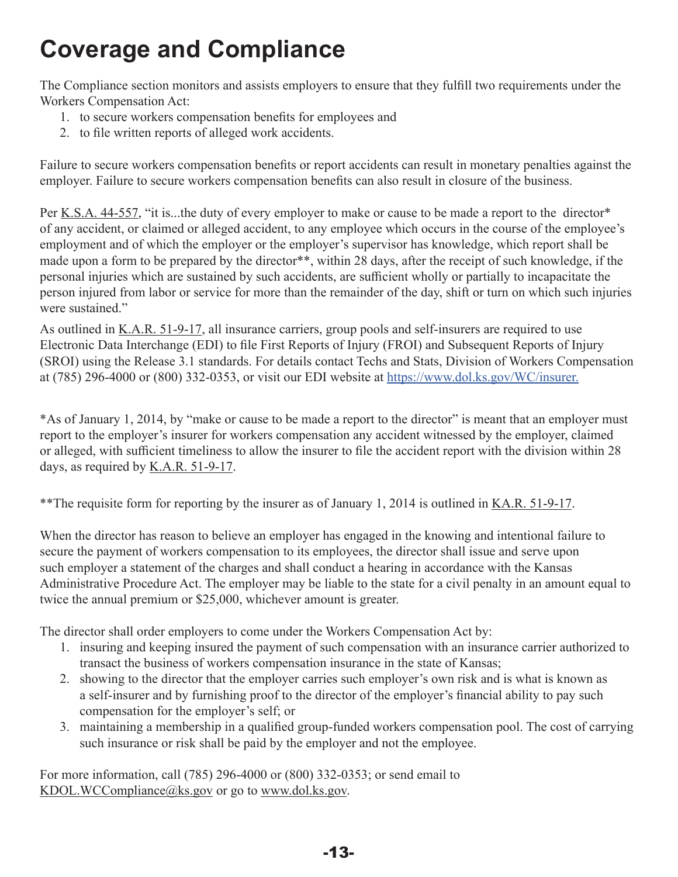# Coverage and Compliance

The Compliance section monitors and assists employers to ensure that they fulfill two requirements under the Workers Compensation Act:

1. to secure workers compensation benefits for employees and
2. to file written reports of alleged work accidents.

Failure to secure workers compensation benefits or report accidents can result in monetary penalties against the employer. Failure to secure workers compensation benefits can also result in closure of the business.

Per K.S.A. 44-557, "it is...the duty of every employer to make or cause to be made a report to the director* of any accident, or claimed or alleged accident, to any employee which occurs in the course of the employee's employment and of which the employer or the employer's supervisor has knowledge, which report shall be made upon a form to be prepared by the director**, within 28 days, after the receipt of such knowledge, if the personal injuries which are sustained by such accidents, are sufficient wholly or partially to incapacitate the person injured from labor or service for more than the remainder of the day, shift or turn on which such injuries were sustained."

As outlined in K.A.R. 51-9-17, all insurance carriers, group pools and self-insurers are required to use Electronic Data Interchange (EDI) to file First Reports of Injury (FROI) and Subsequent Reports of Injury (SROI) using the Release 3.1 standards. For details contact Techs and Stats, Division of Workers Compensation at (785) 296-4000 or (800) 332-0353, or visit our EDI website at https://www.dol.ks.gov/WC/insurer.

*As of January 1, 2014, by "make or cause to be made a report to the director" is meant that an employer must report to the employer's insurer for workers compensation any accident witnessed by the employer, claimed or alleged, with sufficient timeliness to allow the insurer to file the accident report with the division within 28 days, as required by K.A.R. 51-9-17.

**The requisite form for reporting by the insurer as of January 1, 2014 is outlined in KA.R. 51-9-17.

When the director has reason to believe an employer has engaged in the knowing and intentional failure to secure the payment of workers compensation to its employees, the director shall issue and serve upon such employer a statement of the charges and shall conduct a hearing in accordance with the Kansas Administrative Procedure Act. The employer may be liable to the state for a civil penalty in an amount equal to twice the annual premium or $25,000, whichever amount is greater.

The director shall order employers to come under the Workers Compensation Act by:

1. insuring and keeping insured the payment of such compensation with an insurance carrier authorized to transact the business of workers compensation insurance in the state of Kansas;
2. showing to the director that the employer carries such employer's own risk and is what is known as a self-insurer and by furnishing proof to the director of the employer's financial ability to pay such compensation for the employer's self; or
3. maintaining a membership in a qualified group-funded workers compensation pool. The cost of carrying such insurance or risk shall be paid by the employer and not the employee.

For more information, call (785) 296-4000 or (800) 332-0353; or send email to KDOL.WCCompliance@ks.gov or go to www.dol.ks.gov.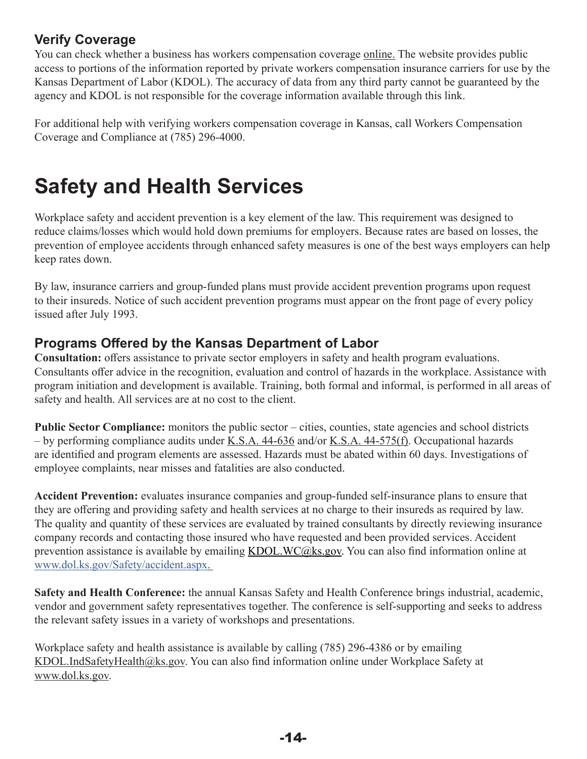### Verify Coverage

You can check whether a business has workers compensation coverage online. The website provides public access to portions of the information reported by private workers compensation insurance carriers for use by the Kansas Department of Labor (KDOL). The accuracy of data from any third party cannot be guaranteed by the agency and KDOL is not responsible for the coverage information available through this link.

For additional help with verifying workers compensation coverage in Kansas, call Workers Compensation Coverage and Compliance at (785) 296-4000.

# Safety and Health Services

Workplace safety and accident prevention is a key element of the law. This requirement was designed to reduce claims/losses which would hold down premiums for employers. Because rates are based on losses, the prevention of employee accidents through enhanced safety measures is one of the best ways employers can help keep rates down.

By law, insurance carriers and group-funded plans must provide accident prevention programs upon request to their insureds. Notice of such accident prevention programs must appear on the front page of every policy issued after July 1993.

### Programs Offered by the Kansas Department of Labor

**Consultation:** offers assistance to private sector employers in safety and health program evaluations. Consultants offer advice in the recognition, evaluation and control of hazards in the workplace. Assistance with program initiation and development is available. Training, both formal and informal, is performed in all areas of safety and health. All services are at no cost to the client.

**Public Sector Compliance:** monitors the public sector – cities, counties, state agencies and school districts – by performing compliance audits under K.S.A. 44-636 and/or K.S.A. 44-575(f). Occupational hazards are identified and program elements are assessed. Hazards must be abated within 60 days. Investigations of employee complaints, near misses and fatalities are also conducted.

**Accident Prevention:** evaluates insurance companies and group-funded self-insurance plans to ensure that they are offering and providing safety and health services at no charge to their insureds as required by law. The quality and quantity of these services are evaluated by trained consultants by directly reviewing insurance company records and contacting those insured who have requested and been provided services. Accident prevention assistance is available by emailing KDOL.WC@ks.gov. You can also find information online at www.dol.ks.gov/Safety/accident.aspx.

**Safety and Health Conference:** the annual Kansas Safety and Health Conference brings industrial, academic, vendor and government safety representatives together. The conference is self-supporting and seeks to address the relevant safety issues in a variety of workshops and presentations.

Workplace safety and health assistance is available by calling (785) 296-4386 or by emailing KDOL.IndSafetyHealth@ks.gov. You can also find information online under Workplace Safety at www.dol.ks.gov.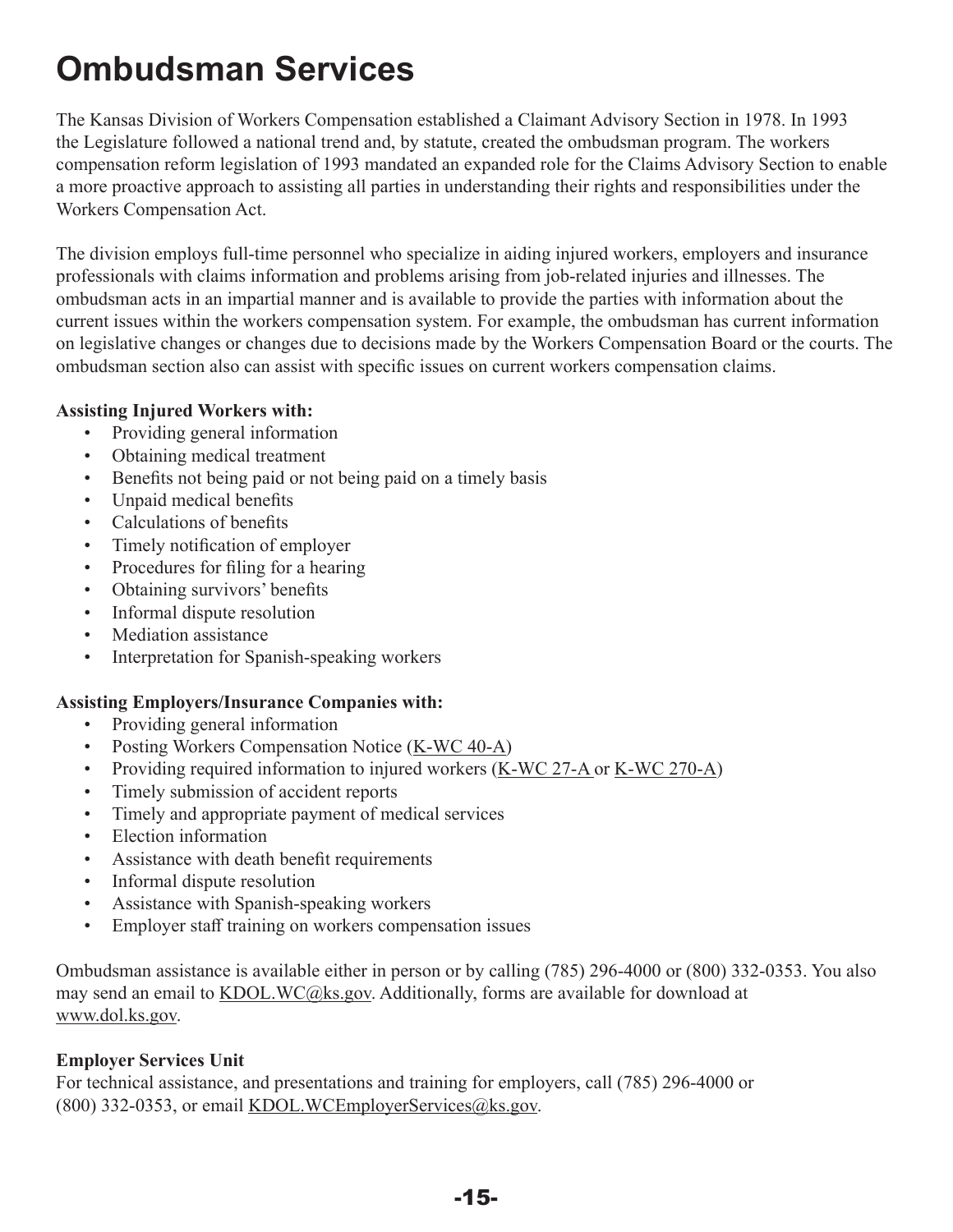# Ombudsman Services

The Kansas Division of Workers Compensation established a Claimant Advisory Section in 1978. In 1993 the Legislature followed a national trend and, by statute, created the ombudsman program. The workers compensation reform legislation of 1993 mandated an expanded role for the Claims Advisory Section to enable a more proactive approach to assisting all parties in understanding their rights and responsibilities under the Workers Compensation Act.

The division employs full-time personnel who specialize in aiding injured workers, employers and insurance professionals with claims information and problems arising from job-related injuries and illnesses. The ombudsman acts in an impartial manner and is available to provide the parties with information about the current issues within the workers compensation system. For example, the ombudsman has current information on legislative changes or changes due to decisions made by the Workers Compensation Board or the courts. The ombudsman section also can assist with specific issues on current workers compensation claims.

**Assisting Injured Workers with:**

- Providing general information
- Obtaining medical treatment
- Benefits not being paid or not being paid on a timely basis
- Unpaid medical benefits
- Calculations of benefits
- Timely notification of employer
- Procedures for filing for a hearing
- Obtaining survivors' benefits
- Informal dispute resolution
- Mediation assistance
- Interpretation for Spanish-speaking workers

**Assisting Employers/Insurance Companies with:**

- Providing general information
- Posting Workers Compensation Notice (K-WC 40-A)
- Providing required information to injured workers (K-WC 27-A or K-WC 270-A)
- Timely submission of accident reports
- Timely and appropriate payment of medical services
- Election information
- Assistance with death benefit requirements
- Informal dispute resolution
- Assistance with Spanish-speaking workers
- Employer staff training on workers compensation issues

Ombudsman assistance is available either in person or by calling (785) 296-4000 or (800) 332-0353. You also may send an email to KDOL.WC@ks.gov. Additionally, forms are available for download at www.dol.ks.gov.

**Employer Services Unit**

For technical assistance, and presentations and training for employers, call (785) 296-4000 or (800) 332-0353, or email KDOL.WCEmployerServices@ks.gov.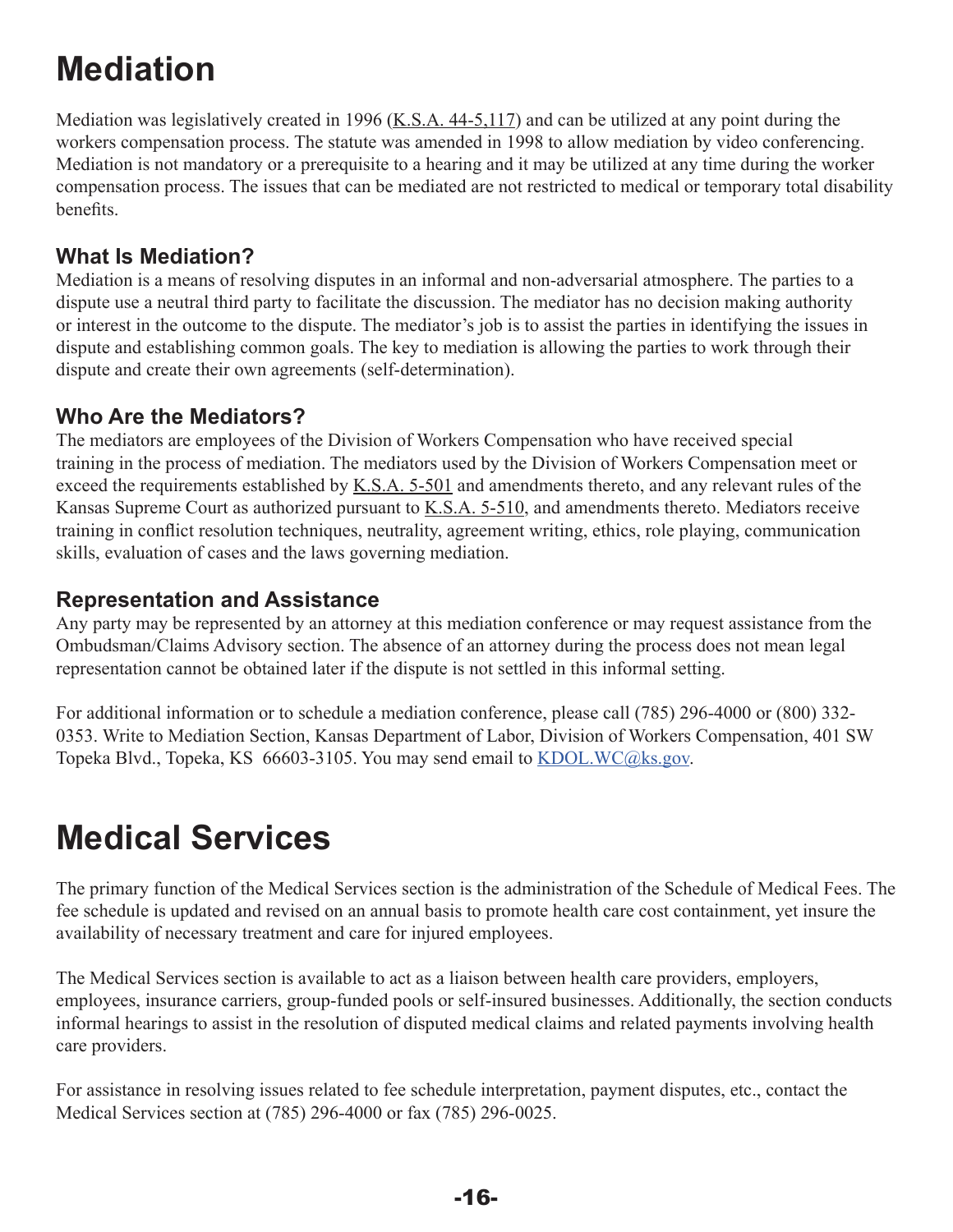# Mediation

Mediation was legislatively created in 1996 (K.S.A. 44-5,117) and can be utilized at any point during the workers compensation process. The statute was amended in 1998 to allow mediation by video conferencing. Mediation is not mandatory or a prerequisite to a hearing and it may be utilized at any time during the worker compensation process. The issues that can be mediated are not restricted to medical or temporary total disability benefits.

## What Is Mediation?

Mediation is a means of resolving disputes in an informal and non-adversarial atmosphere. The parties to a dispute use a neutral third party to facilitate the discussion. The mediator has no decision making authority or interest in the outcome to the dispute. The mediator's job is to assist the parties in identifying the issues in dispute and establishing common goals. The key to mediation is allowing the parties to work through their dispute and create their own agreements (self-determination).

## Who Are the Mediators?

The mediators are employees of the Division of Workers Compensation who have received special training in the process of mediation. The mediators used by the Division of Workers Compensation meet or exceed the requirements established by K.S.A. 5-501 and amendments thereto, and any relevant rules of the Kansas Supreme Court as authorized pursuant to K.S.A. 5-510, and amendments thereto. Mediators receive training in conflict resolution techniques, neutrality, agreement writing, ethics, role playing, communication skills, evaluation of cases and the laws governing mediation.

## Representation and Assistance

Any party may be represented by an attorney at this mediation conference or may request assistance from the Ombudsman/Claims Advisory section. The absence of an attorney during the process does not mean legal representation cannot be obtained later if the dispute is not settled in this informal setting.

For additional information or to schedule a mediation conference, please call (785) 296-4000 or (800) 332-0353. Write to Mediation Section, Kansas Department of Labor, Division of Workers Compensation, 401 SW Topeka Blvd., Topeka, KS 66603-3105. You may send email to KDOL.WC@ks.gov.

# Medical Services

The primary function of the Medical Services section is the administration of the Schedule of Medical Fees. The fee schedule is updated and revised on an annual basis to promote health care cost containment, yet insure the availability of necessary treatment and care for injured employees.

The Medical Services section is available to act as a liaison between health care providers, employers, employees, insurance carriers, group-funded pools or self-insured businesses. Additionally, the section conducts informal hearings to assist in the resolution of disputed medical claims and related payments involving health care providers.

For assistance in resolving issues related to fee schedule interpretation, payment disputes, etc., contact the Medical Services section at (785) 296-4000 or fax (785) 296-0025.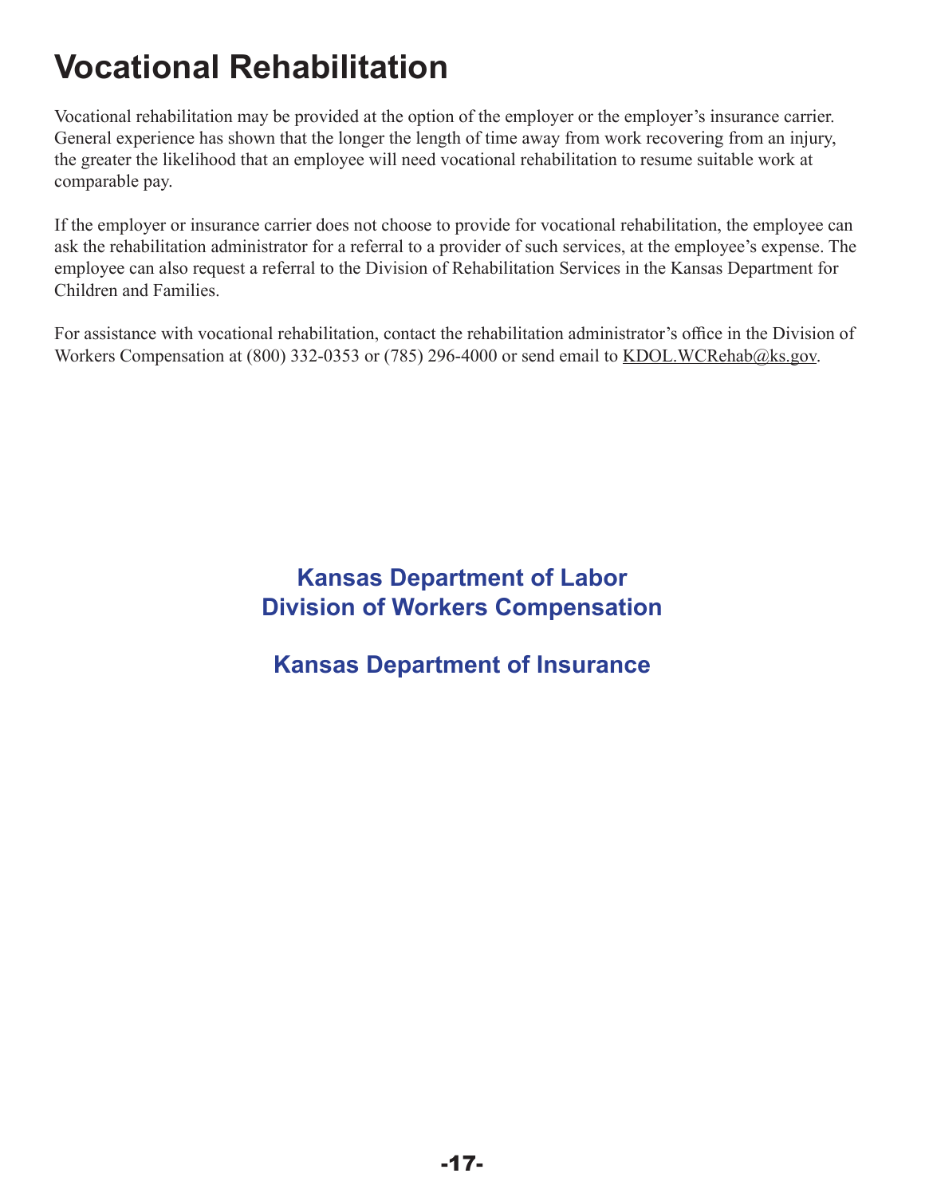# Vocational Rehabilitation

Vocational rehabilitation may be provided at the option of the employer or the employer's insurance carrier. General experience has shown that the longer the length of time away from work recovering from an injury, the greater the likelihood that an employee will need vocational rehabilitation to resume suitable work at comparable pay.

If the employer or insurance carrier does not choose to provide for vocational rehabilitation, the employee can ask the rehabilitation administrator for a referral to a provider of such services, at the employee's expense. The employee can also request a referral to the Division of Rehabilitation Services in the Kansas Department for Children and Families.

For assistance with vocational rehabilitation, contact the rehabilitation administrator's office in the Division of Workers Compensation at (800) 332-0353 or (785) 296-4000 or send email to KDOL.WCRehab@ks.gov.

**Kansas Department of Labor**
**Division of Workers Compensation**

**Kansas Department of Insurance**